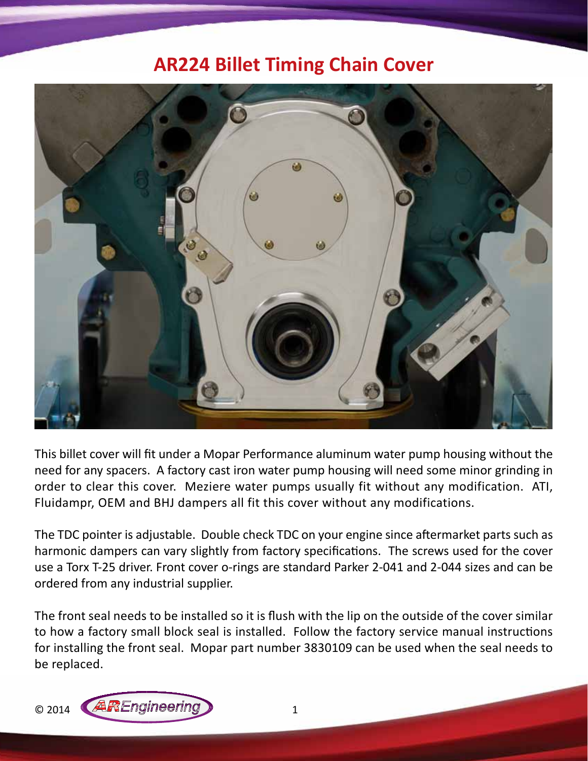# AR224 Billet Timing Chain Cover

This billet cover will fit under a Mopar Performance aluminum water pump housing without the need for any spacers. A factory cast iron water pump housing will need some minor grinding in order to clear this cover. Meziere water pumps usually fit without any modification. ATI, Fluidampr, OEM and BHJ dampers all fit this cover without any modifications.

The TDC pointer is adjustable. Double check TDC on your engine since aftermarket parts such as harmonic dampers can vary slightly from factory specifications. The screws used for the cover use a Torx T-25 driver. Front cover o-rings are standard Parker 2-041 and 2-044 sizes and can be ordered from any industrial supplier.

The front seal needs to be installed so it is flush with the lip on the outside of the cover similar to how a factory small block seal is installed. Follow the factory service manual instructions for installing the front seal. Mopar part number 3830109 can be used when the seal needs to be replaced.

© 2014 AREngineering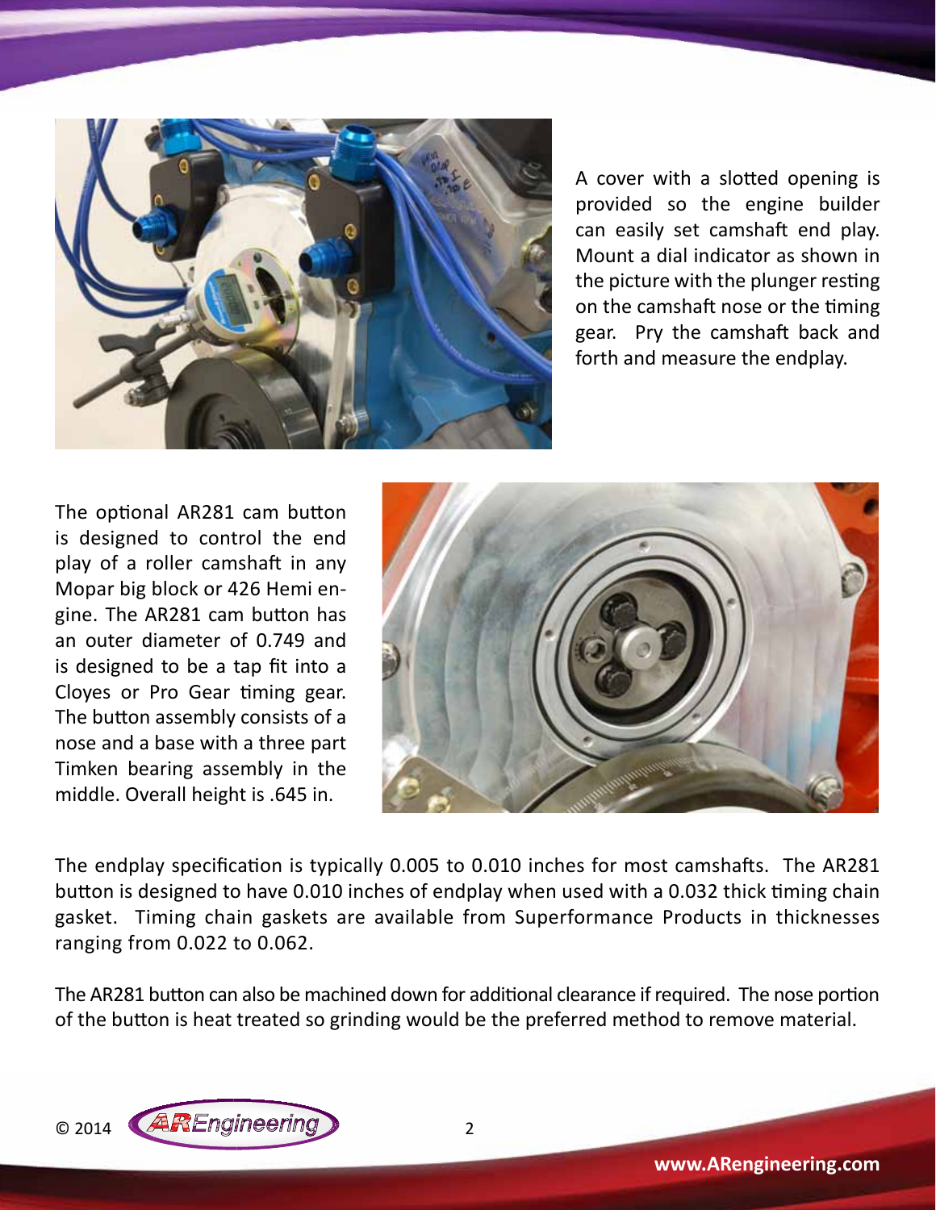A cover with a slotted opening is provided so the engine builder can easily set camshaft end play. Mount a dial indicator as shown in the picture with the plunger resting on the camshaft nose or the timing gear. Pry the camshaft back and forth and measure the endplay.

The optional AR281 cam button is designed to control the end play of a roller camshaft in any Mopar big block or 426 Hemi engine. The AR281 cam button has an outer diameter of 0.749 and is designed to be a tap fit into a Cloyes or Pro Gear timing gear. The button assembly consists of a nose and a base with a three part Timken bearing assembly in the middle. Overall height is .645 in.

The endplay specification is typically 0.005 to 0.010 inches for most camshafts. The AR281 button is designed to have 0.010 inches of endplay when used with a 0.032 thick timing chain gasket. Timing chain gaskets are available from Superformance Products in thicknesses ranging from 0.022 to 0.062.

The AR281 button can also be machined down for additional clearance if required. The nose portion of the button is heat treated so grinding would be the preferred method to remove material.

© 2014 AREngineering

www.ARengineering.com